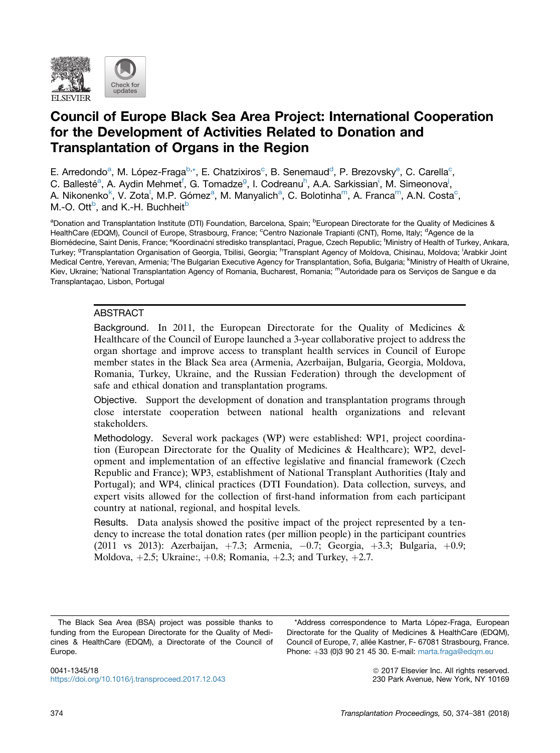# Council of Europe Black Sea Area Project: International Cooperation for the Development of Activities Related to Donation and Transplantation of Organs in the Region

E. Arredondo[a], M. López-Fraga[b,*], E. Chatzixiros[c], B. Senemaud[d], P. Brezovsky[e], C. Carella[c], C. Ballesté[a], A. Aydin Mehmet[f], G. Tomadze[g], I. Codreanu[h], A.A. Sarkissian[i], M. Simeonova[j], A. Nikonenko[k], V. Zota[l], M.P. Gómez[a], M. Manyalich[a], C. Bolotinha[m], A. Franca[m], A.N. Costa[c], M.-O. Ott[b], and K.-H. Buchheit[b]

[a]Donation and Transplantation Institute (DTI) Foundation, Barcelona, Spain; [b]European Directorate for the Quality of Medicines & HealthCare (EDQM), Council of Europe, Strasbourg, France; [c]Centro Nazionale Trapianti (CNT), Rome, Italy; [d]Agence de la Biomédecine, Saint Denis, France; [e]Koordinační středisko transplantací, Prague, Czech Republic; [f]Ministry of Health of Turkey, Ankara, Turkey; [g]Transplantation Organisation of Georgia, Tbilisi, Georgia; [h]Transplant Agency of Moldova, Chisinau, Moldova; [i]Arabkir Joint Medical Centre, Yerevan, Armenia; [j]The Bulgarian Executive Agency for Transplantation, Sofia, Bulgaria; [k]Ministry of Health of Ukraine, Kiev, Ukraine; [l]National Transplantation Agency of Romania, Bucharest, Romania; [m]Autoridade para os Serviços de Sangue e da Transplantaçao, Lisbon, Portugal

## ABSTRACT

**Background.** In 2011, the European Directorate for the Quality of Medicines & Healthcare of the Council of Europe launched a 3-year collaborative project to address the organ shortage and improve access to transplant health services in Council of Europe member states in the Black Sea area (Armenia, Azerbaijan, Bulgaria, Georgia, Moldova, Romania, Turkey, Ukraine, and the Russian Federation) through the development of safe and ethical donation and transplantation programs.

**Objective.** Support the development of donation and transplantation programs through close interstate cooperation between national health organizations and relevant stakeholders.

**Methodology.** Several work packages (WP) were established: WP1, project coordination (European Directorate for the Quality of Medicines & Healthcare); WP2, development and implementation of an effective legislative and financial framework (Czech Republic and France); WP3, establishment of National Transplant Authorities (Italy and Portugal); and WP4, clinical practices (DTI Foundation). Data collection, surveys, and expert visits allowed for the collection of first-hand information from each participant country at national, regional, and hospital levels.

**Results.** Data analysis showed the positive impact of the project represented by a tendency to increase the total donation rates (per million people) in the participant countries (2011 vs 2013): Azerbaijan, +7.3; Armenia, −0.7; Georgia, +3.3; Bulgaria, +0.9; Moldova, +2.5; Ukraine:, +0.8; Romania, +2.3; and Turkey, +2.7.

The Black Sea Area (BSA) project was possible thanks to funding from the European Directorate for the Quality of Medicines & HealthCare (EDQM), a Directorate of the Council of Europe.

*Address correspondence to Marta López-Fraga, European Directorate for the Quality of Medicines & HealthCare (EDQM), Council of Europe, 7, allée Kastner, F- 67081 Strasbourg, France. Phone: +33 (0)3 90 21 45 30. E-mail: marta.fraga@edqm.eu

0041-1345/18
https://doi.org/10.1016/j.transproceed.2017.12.043

© 2017 Elsevier Inc. All rights reserved.
230 Park Avenue, New York, NY 10169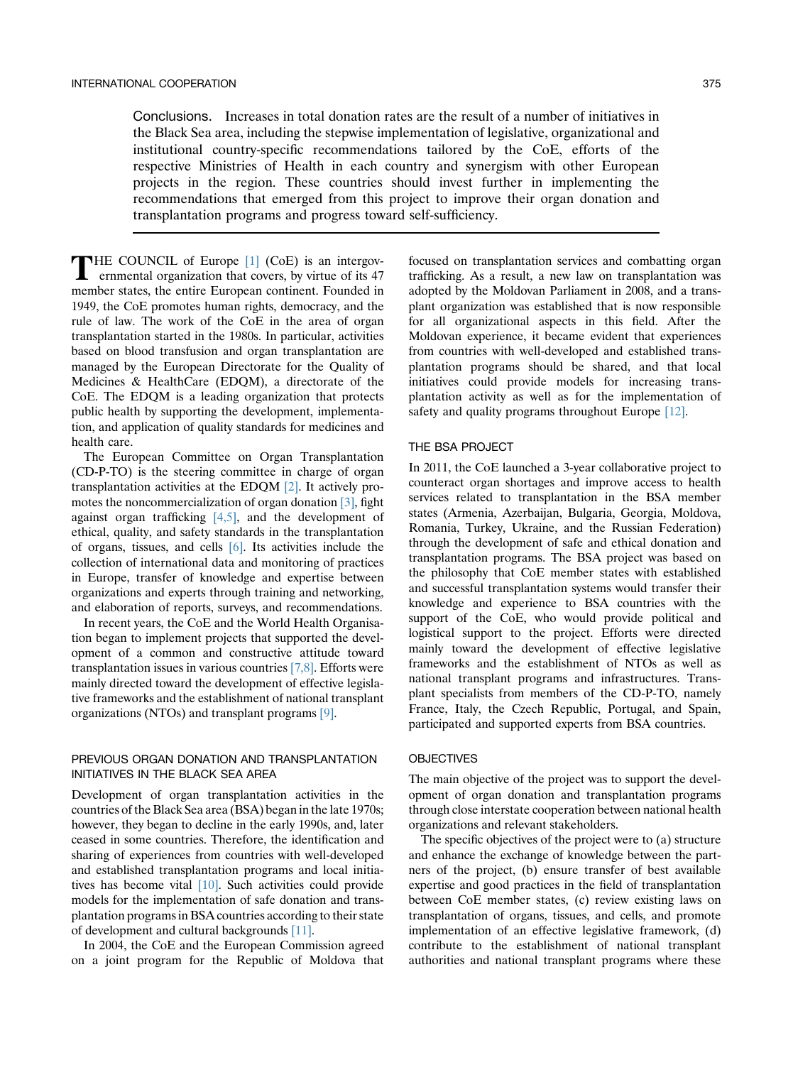Conclusions. Increases in total donation rates are the result of a number of initiatives in the Black Sea area, including the stepwise implementation of legislative, organizational and institutional country-specific recommendations tailored by the CoE, efforts of the respective Ministries of Health in each country and synergism with other European projects in the region. These countries should invest further in implementing the recommendations that emerged from this project to improve their organ donation and transplantation programs and progress toward self-sufficiency.

---

THE COUNCIL of Europe [1] (CoE) is an intergovernmental organization that covers, by virtue of its 47 member states, the entire European continent. Founded in 1949, the CoE promotes human rights, democracy, and the rule of law. The work of the CoE in the area of organ transplantation started in the 1980s. In particular, activities based on blood transfusion and organ transplantation are managed by the European Directorate for the Quality of Medicines & HealthCare (EDQM), a directorate of the CoE. The EDQM is a leading organization that protects public health by supporting the development, implementation, and application of quality standards for medicines and health care.

The European Committee on Organ Transplantation (CD-P-TO) is the steering committee in charge of organ transplantation activities at the EDQM [2]. It actively promotes the noncommercialization of organ donation [3], fight against organ trafficking [4,5], and the development of ethical, quality, and safety standards in the transplantation of organs, tissues, and cells [6]. Its activities include the collection of international data and monitoring of practices in Europe, transfer of knowledge and expertise between organizations and experts through training and networking, and elaboration of reports, surveys, and recommendations.

In recent years, the CoE and the World Health Organisation began to implement projects that supported the development of a common and constructive attitude toward transplantation issues in various countries [7,8]. Efforts were mainly directed toward the development of effective legislative frameworks and the establishment of national transplant organizations (NTOs) and transplant programs [9].

## PREVIOUS ORGAN DONATION AND TRANSPLANTATION INITIATIVES IN THE BLACK SEA AREA

Development of organ transplantation activities in the countries of the Black Sea area (BSA) began in the late 1970s; however, they began to decline in the early 1990s, and, later ceased in some countries. Therefore, the identification and sharing of experiences from countries with well-developed and established transplantation programs and local initiatives has become vital [10]. Such activities could provide models for the implementation of safe donation and transplantation programs in BSA countries according to their state of development and cultural backgrounds [11].

In 2004, the CoE and the European Commission agreed on a joint program for the Republic of Moldova that focused on transplantation services and combatting organ trafficking. As a result, a new law on transplantation was adopted by the Moldovan Parliament in 2008, and a transplant organization was established that is now responsible for all organizational aspects in this field. After the Moldovan experience, it became evident that experiences from countries with well-developed and established transplantation programs should be shared, and that local initiatives could provide models for increasing transplantation activity as well as for the implementation of safety and quality programs throughout Europe [12].

## THE BSA PROJECT

In 2011, the CoE launched a 3-year collaborative project to counteract organ shortages and improve access to health services related to transplantation in the BSA member states (Armenia, Azerbaijan, Bulgaria, Georgia, Moldova, Romania, Turkey, Ukraine, and the Russian Federation) through the development of safe and ethical donation and transplantation programs. The BSA project was based on the philosophy that CoE member states with established and successful transplantation systems would transfer their knowledge and experience to BSA countries with the support of the CoE, who would provide political and logistical support to the project. Efforts were directed mainly toward the development of effective legislative frameworks and the establishment of NTOs as well as national transplant programs and infrastructures. Transplant specialists from members of the CD-P-TO, namely France, Italy, the Czech Republic, Portugal, and Spain, participated and supported experts from BSA countries.

## OBJECTIVES

The main objective of the project was to support the development of organ donation and transplantation programs through close interstate cooperation between national health organizations and relevant stakeholders.

The specific objectives of the project were to (a) structure and enhance the exchange of knowledge between the partners of the project, (b) ensure transfer of best available expertise and good practices in the field of transplantation between CoE member states, (c) review existing laws on transplantation of organs, tissues, and cells, and promote implementation of an effective legislative framework, (d) contribute to the establishment of national transplant authorities and national transplant programs where these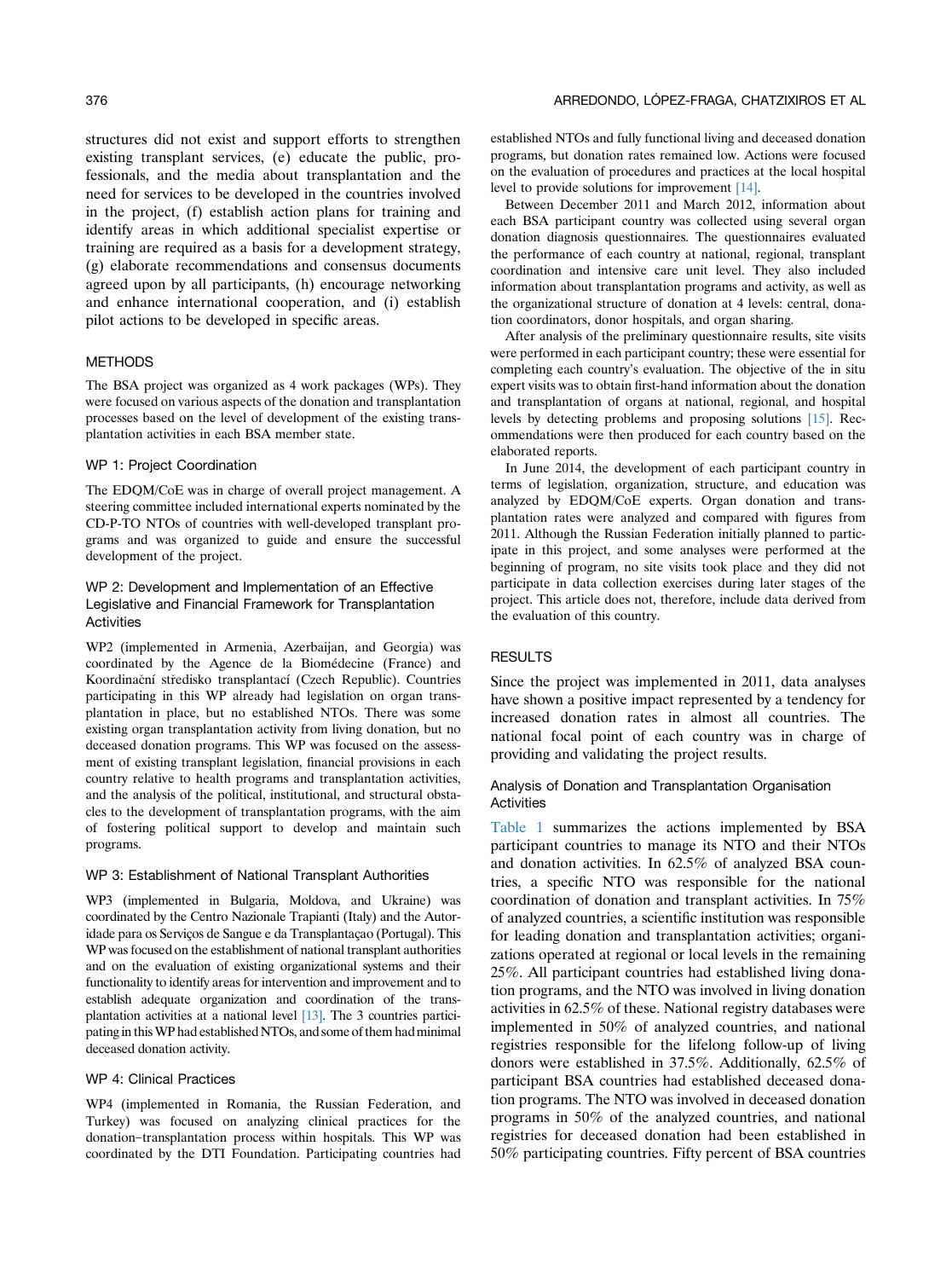structures did not exist and support efforts to strengthen existing transplant services, (e) educate the public, professionals, and the media about transplantation and the need for services to be developed in the countries involved in the project, (f) establish action plans for training and identify areas in which additional specialist expertise or training are required as a basis for a development strategy, (g) elaborate recommendations and consensus documents agreed upon by all participants, (h) encourage networking and enhance international cooperation, and (i) establish pilot actions to be developed in specific areas.

## METHODS

The BSA project was organized as 4 work packages (WPs). They were focused on various aspects of the donation and transplantation processes based on the level of development of the existing transplantation activities in each BSA member state.

### WP 1: Project Coordination

The EDQM/CoE was in charge of overall project management. A steering committee included international experts nominated by the CD-P-TO NTOs of countries with well-developed transplant programs and was organized to guide and ensure the successful development of the project.

### WP 2: Development and Implementation of an Effective Legislative and Financial Framework for Transplantation Activities

WP2 (implemented in Armenia, Azerbaijan, and Georgia) was coordinated by the Agence de la Biomédecine (France) and Koordinační středisko transplantací (Czech Republic). Countries participating in this WP already had legislation on organ transplantation in place, but no established NTOs. There was some existing organ transplantation activity from living donation, but no deceased donation programs. This WP was focused on the assessment of existing transplant legislation, financial provisions in each country relative to health programs and transplantation activities, and the analysis of the political, institutional, and structural obstacles to the development of transplantation programs, with the aim of fostering political support to develop and maintain such programs.

### WP 3: Establishment of National Transplant Authorities

WP3 (implemented in Bulgaria, Moldova, and Ukraine) was coordinated by the Centro Nazionale Trapianti (Italy) and the Autoridade para os Serviços de Sangue e da Transplantaçao (Portugal). This WP was focused on the establishment of national transplant authorities and on the evaluation of existing organizational systems and their functionality to identify areas for intervention and improvement and to establish adequate organization and coordination of the transplantation activities at a national level [13]. The 3 countries participating in this WP had established NTOs, and some of them had minimal deceased donation activity.

### WP 4: Clinical Practices

WP4 (implemented in Romania, the Russian Federation, and Turkey) was focused on analyzing clinical practices for the donation–transplantation process within hospitals. This WP was coordinated by the DTI Foundation. Participating countries had established NTOs and fully functional living and deceased donation programs, but donation rates remained low. Actions were focused on the evaluation of procedures and practices at the local hospital level to provide solutions for improvement [14].

Between December 2011 and March 2012, information about each BSA participant country was collected using several organ donation diagnosis questionnaires. The questionnaires evaluated the performance of each country at national, regional, transplant coordination and intensive care unit level. They also included information about transplantation programs and activity, as well as the organizational structure of donation at 4 levels: central, donation coordinators, donor hospitals, and organ sharing.

After analysis of the preliminary questionnaire results, site visits were performed in each participant country; these were essential for completing each country's evaluation. The objective of the in situ expert visits was to obtain first-hand information about the donation and transplantation of organs at national, regional, and hospital levels by detecting problems and proposing solutions [15]. Recommendations were then produced for each country based on the elaborated reports.

In June 2014, the development of each participant country in terms of legislation, organization, structure, and education was analyzed by EDQM/CoE experts. Organ donation and transplantation rates were analyzed and compared with figures from 2011. Although the Russian Federation initially planned to participate in this project, and some analyses were performed at the beginning of program, no site visits took place and they did not participate in data collection exercises during later stages of the project. This article does not, therefore, include data derived from the evaluation of this country.

## RESULTS

Since the project was implemented in 2011, data analyses have shown a positive impact represented by a tendency for increased donation rates in almost all countries. The national focal point of each country was in charge of providing and validating the project results.

### Analysis of Donation and Transplantation Organisation Activities

Table 1 summarizes the actions implemented by BSA participant countries to manage its NTO and their NTOs and donation activities. In 62.5% of analyzed BSA countries, a specific NTO was responsible for the national coordination of donation and transplant activities. In 75% of analyzed countries, a scientific institution was responsible for leading donation and transplantation activities; organizations operated at regional or local levels in the remaining 25%. All participant countries had established living donation programs, and the NTO was involved in living donation activities in 62.5% of these. National registry databases were implemented in 50% of analyzed countries, and national registries responsible for the lifelong follow-up of living donors were established in 37.5%. Additionally, 62.5% of participant BSA countries had established deceased donation programs. The NTO was involved in deceased donation programs in 50% of the analyzed countries, and national registries for deceased donation had been established in 50% participating countries. Fifty percent of BSA countries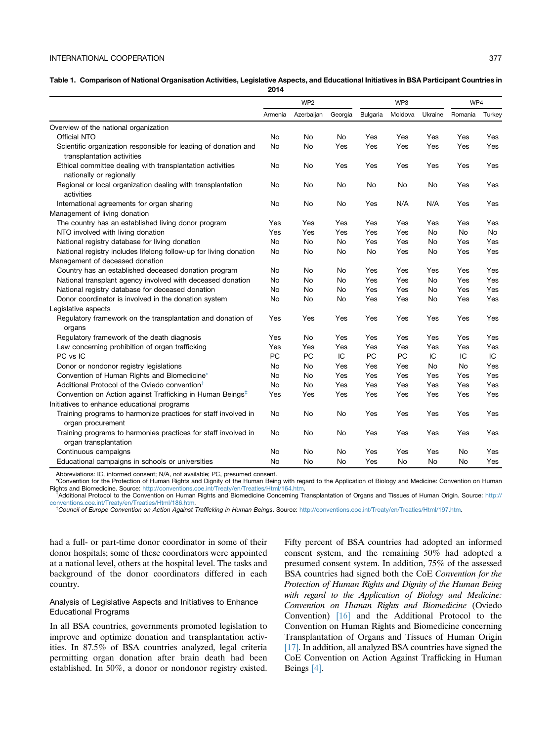**Table 1. Comparison of National Organisation Activities, Legislative Aspects, and Educational Initiatives in BSA Participant Countries in 2014**

| | WP2 | | | WP3 | | | WP4 | |
|---|---|---|---|---|---|---|---|---|
| | Armenia | Azerbaijan | Georgia | Bulgaria | Moldova | Ukraine | Romania | Turkey |
| Overview of the national organization | | | | | | | | |
| Official NTO | No | No | No | Yes | Yes | Yes | Yes | Yes |
| Scientific organization responsible for leading of donation and transplantation activities | No | No | Yes | Yes | Yes | Yes | Yes | Yes |
| Ethical committee dealing with transplantation activities nationally or regionally | No | No | Yes | Yes | Yes | Yes | Yes | Yes |
| Regional or local organization dealing with transplantation activities | No | No | No | No | No | No | Yes | Yes |
| International agreements for organ sharing | No | No | No | Yes | N/A | N/A | Yes | Yes |
| Management of living donation | | | | | | | | |
| The country has an established living donor program | Yes | Yes | Yes | Yes | Yes | Yes | Yes | Yes |
| NTO involved with living donation | Yes | Yes | Yes | Yes | Yes | No | No | No |
| National registry database for living donation | No | No | No | Yes | Yes | No | Yes | Yes |
| National registry includes lifelong follow-up for living donation | No | No | No | No | Yes | No | Yes | Yes |
| Management of deceased donation | | | | | | | | |
| Country has an established deceased donation program | No | No | No | Yes | Yes | Yes | Yes | Yes |
| National transplant agency involved with deceased donation | No | No | No | Yes | Yes | No | Yes | Yes |
| National registry database for deceased donation | No | No | No | Yes | Yes | No | Yes | Yes |
| Donor coordinator is involved in the donation system | No | No | No | Yes | Yes | No | Yes | Yes |
| Legislative aspects | | | | | | | | |
| Regulatory framework on the transplantation and donation of organs | Yes | Yes | Yes | Yes | Yes | Yes | Yes | Yes |
| Regulatory framework of the death diagnosis | Yes | No | Yes | Yes | Yes | Yes | Yes | Yes |
| Law concerning prohibition of organ trafficking | Yes | Yes | Yes | Yes | Yes | Yes | Yes | Yes |
| PC vs IC | PC | PC | IC | PC | PC | IC | IC | IC |
| Donor or nondonor registry legislations | No | No | Yes | Yes | Yes | No | No | Yes |
| Convention of Human Rights and Biomedicine* | No | No | Yes | Yes | Yes | Yes | Yes | Yes |
| Additional Protocol of the Oviedo convention† | No | No | Yes | Yes | Yes | Yes | Yes | Yes |
| Convention on Action against Trafficking in Human Beings‡ | Yes | Yes | Yes | Yes | Yes | Yes | Yes | Yes |
| Initiatives to enhance educational programs | | | | | | | | |
| Training programs to harmonize practices for staff involved in organ procurement | No | No | No | Yes | Yes | Yes | Yes | Yes |
| Training programs to harmonies practices for staff involved in organ transplantation | No | No | No | Yes | Yes | Yes | Yes | Yes |
| Continuous campaigns | No | No | No | Yes | Yes | Yes | No | Yes |
| Educational campaigns in schools or universities | No | No | No | Yes | No | No | No | Yes |

Abbreviations: IC, informed consent; N/A, not available; PC, presumed consent.
*Convention for the Protection of Human Rights and Dignity of the Human Being with regard to the Application of Biology and Medicine: Convention on Human Rights and Biomedicine. Source: http://conventions.coe.int/Treaty/en/Treaties/Html/164.htm.
†Additional Protocol to the Convention on Human Rights and Biomedicine Concerning Transplantation of Organs and Tissues of Human Origin. Source: http://conventions.coe.int/Treaty/en/Treaties/Html/186.htm.
‡*Council of Europe Convention on Action Against Trafficking in Human Beings*. Source: http://conventions.coe.int/Treaty/en/Treaties/Html/197.htm.

had a full- or part-time donor coordinator in some of their donor hospitals; some of these coordinators were appointed at a national level, others at the hospital level. The tasks and background of the donor coordinators differed in each country.

### Analysis of Legislative Aspects and Initiatives to Enhance Educational Programs

In all BSA countries, governments promoted legislation to improve and optimize donation and transplantation activities. In 87.5% of BSA countries analyzed, legal criteria permitting organ donation after brain death had been established. In 50%, a donor or nondonor registry existed. Fifty percent of BSA countries had adopted an informed consent system, and the remaining 50% had adopted a presumed consent system. In addition, 75% of the assessed BSA countries had signed both the CoE *Convention for the Protection of Human Rights and Dignity of the Human Being with regard to the Application of Biology and Medicine: Convention on Human Rights and Biomedicine* (Oviedo Convention) [16] and the Additional Protocol to the Convention on Human Rights and Biomedicine concerning Transplantation of Organs and Tissues of Human Origin [17]. In addition, all analyzed BSA countries have signed the CoE Convention on Action Against Trafficking in Human Beings [4].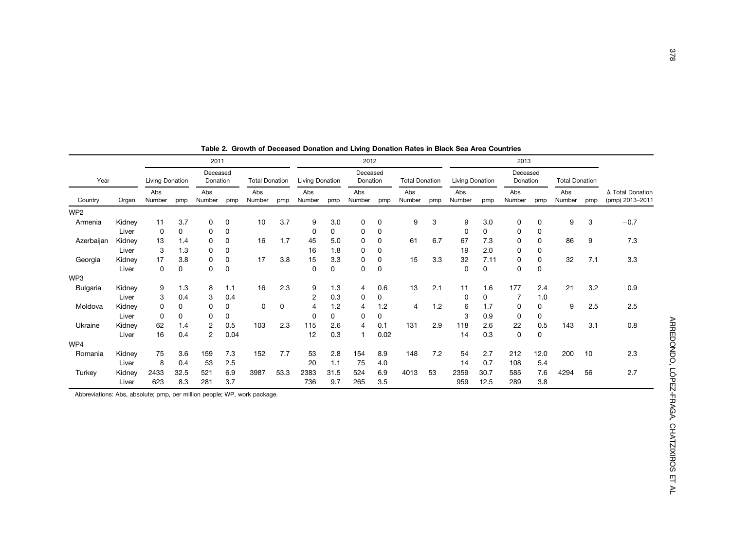**Table 2. Growth of Deceased Donation and Living Donation Rates in Black Sea Area Countries**

| Year | | 2011 | | | | | | 2012 | | | | | | 2013 | | | | | | |
|---|---|---|---|---|---|---|---|---|---|---|---|---|---|---|---|---|---|---|---|---|
| | | Living Donation | | Deceased Donation | | Total Donation | | Living Donation | | Deceased Donation | | Total Donation | | Living Donation | | Deceased Donation | | Total Donation | | |
| Country | Organ | Abs Number | pmp | Abs Number | pmp | Abs Number | pmp | Abs Number | pmp | Abs Number | pmp | Abs Number | pmp | Abs Number | pmp | Abs Number | pmp | Abs Number | pmp | Δ Total Donation (pmp) 2013–2011 |
| WP2 | | | | | | | | | | | | | | | | | | | | |
| Armenia | Kidney | 11 | 3.7 | 0 | 0 | 10 | 3.7 | 9 | 3.0 | 0 | 0 | 9 | 3 | 9 | 3.0 | 0 | 0 | 9 | 3 | −0.7 |
| | Liver | 0 | 0 | 0 | 0 | | | 0 | 0 | 0 | 0 | | | 0 | 0 | 0 | 0 | | | |
| Azerbaijan | Kidney | 13 | 1.4 | 0 | 0 | 16 | 1.7 | 45 | 5.0 | 0 | 0 | 61 | 6.7 | 67 | 7.3 | 0 | 0 | 86 | 9 | 7.3 |
| | Liver | 3 | 1.3 | 0 | 0 | | | 16 | 1.8 | 0 | 0 | | | 19 | 2.0 | 0 | 0 | | | |
| Georgia | Kidney | 17 | 3.8 | 0 | 0 | 17 | 3.8 | 15 | 3.3 | 0 | 0 | 15 | 3.3 | 32 | 7.11 | 0 | 0 | 32 | 7.1 | 3.3 |
| | Liver | 0 | 0 | 0 | 0 | | | 0 | 0 | 0 | 0 | | | 0 | 0 | 0 | 0 | | | |
| WP3 | | | | | | | | | | | | | | | | | | | | |
| Bulgaria | Kidney | 9 | 1.3 | 8 | 1.1 | 16 | 2.3 | 9 | 1.3 | 4 | 0.6 | 13 | 2.1 | 11 | 1.6 | 177 | 2.4 | 21 | 3.2 | 0.9 |
| | Liver | 3 | 0.4 | 3 | 0.4 | | | 2 | 0.3 | 0 | 0 | | | 0 | 0 | 7 | 1.0 | | | |
| Moldova | Kidney | 0 | 0 | 0 | 0 | 0 | 0 | 4 | 1.2 | 4 | 1.2 | 4 | 1.2 | 6 | 1.7 | 0 | 0 | 9 | 2.5 | 2.5 |
| | Liver | 0 | 0 | 0 | 0 | | | 0 | 0 | 0 | 0 | | | 3 | 0.9 | 0 | 0 | | | |
| Ukraine | Kidney | 62 | 1.4 | 2 | 0.5 | 103 | 2.3 | 115 | 2.6 | 4 | 0.1 | 131 | 2.9 | 118 | 2.6 | 22 | 0.5 | 143 | 3.1 | 0.8 |
| | Liver | 16 | 0.4 | 2 | 0.04 | | | 12 | 0.3 | 1 | 0.02 | | | 14 | 0.3 | 0 | 0 | | | |
| WP4 | | | | | | | | | | | | | | | | | | | | |
| Romania | Kidney | 75 | 3.6 | 159 | 7.3 | 152 | 7.7 | 53 | 2.8 | 154 | 8.9 | 148 | 7.2 | 54 | 2.7 | 212 | 12.0 | 200 | 10 | 2.3 |
| | Liver | 8 | 0.4 | 53 | 2.5 | | | 20 | 1.1 | 75 | 4.0 | | | 14 | 0.7 | 108 | 5.4 | | | |
| Turkey | Kidney | 2433 | 32.5 | 521 | 6.9 | 3987 | 53.3 | 2383 | 31.5 | 524 | 6.9 | 4013 | 53 | 2359 | 30.7 | 585 | 7.6 | 4294 | 56 | 2.7 |
| | Liver | 623 | 8.3 | 281 | 3.7 | | | 736 | 9.7 | 265 | 3.5 | | | 959 | 12.5 | 289 | 3.8 | | | |

Abbreviations: Abs, absolute; pmp, per million people; WP, work package.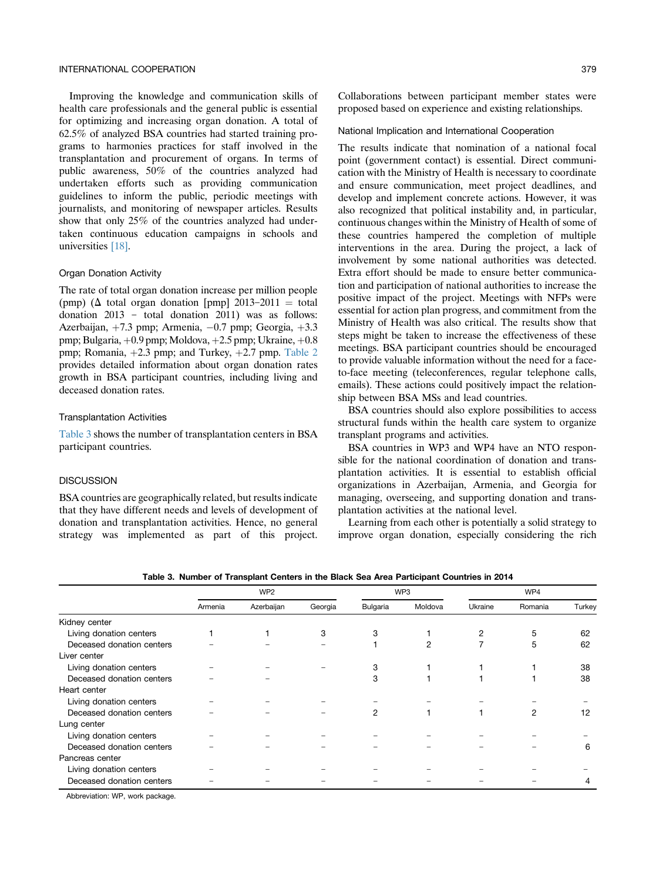Improving the knowledge and communication skills of health care professionals and the general public is essential for optimizing and increasing organ donation. A total of 62.5% of analyzed BSA countries had started training programs to harmonies practices for staff involved in the transplantation and procurement of organs. In terms of public awareness, 50% of the countries analyzed had undertaken efforts such as providing communication guidelines to inform the public, periodic meetings with journalists, and monitoring of newspaper articles. Results show that only 25% of the countries analyzed had undertaken continuous education campaigns in schools and universities [18].

### Organ Donation Activity

The rate of total organ donation increase per million people (pmp) (Δ total organ donation [pmp] 2013–2011 = total donation 2013 − total donation 2011) was as follows: Azerbaijan, +7.3 pmp; Armenia, −0.7 pmp; Georgia, +3.3 pmp; Bulgaria, +0.9 pmp; Moldova, +2.5 pmp; Ukraine, +0.8 pmp; Romania, +2.3 pmp; and Turkey, +2.7 pmp. Table 2 provides detailed information about organ donation rates growth in BSA participant countries, including living and deceased donation rates.

### Transplantation Activities

Table 3 shows the number of transplantation centers in BSA participant countries.

## DISCUSSION

BSA countries are geographically related, but results indicate that they have different needs and levels of development of donation and transplantation activities. Hence, no general strategy was implemented as part of this project. Collaborations between participant member states were proposed based on experience and existing relationships.

### National Implication and International Cooperation

The results indicate that nomination of a national focal point (government contact) is essential. Direct communication with the Ministry of Health is necessary to coordinate and ensure communication, meet project deadlines, and develop and implement concrete actions. However, it was also recognized that political instability and, in particular, continuous changes within the Ministry of Health of some of these countries hampered the completion of multiple interventions in the area. During the project, a lack of involvement by some national authorities was detected. Extra effort should be made to ensure better communication and participation of national authorities to increase the positive impact of the project. Meetings with NFPs were essential for action plan progress, and commitment from the Ministry of Health was also critical. The results show that steps might be taken to increase the effectiveness of these meetings. BSA participant countries should be encouraged to provide valuable information without the need for a face-to-face meeting (teleconferences, regular telephone calls, emails). These actions could positively impact the relationship between BSA MSs and lead countries.

BSA countries should also explore possibilities to access structural funds within the health care system to organize transplant programs and activities.

BSA countries in WP3 and WP4 have an NTO responsible for the national coordination of donation and transplantation activities. It is essential to establish official organizations in Azerbaijan, Armenia, and Georgia for managing, overseeing, and supporting donation and transplantation activities at the national level.

Learning from each other is potentially a solid strategy to improve organ donation, especially considering the rich

**Table 3. Number of Transplant Centers in the Black Sea Area Participant Countries in 2014**

| | WP2 | | | WP3 | | WP4 | | |
|---|---|---|---|---|---|---|---|---|
| | Armenia | Azerbaijan | Georgia | Bulgaria | Moldova | Ukraine | Romania | Turkey |
| Kidney center | | | | | | | | |
| Living donation centers | 1 | 1 | 3 | 3 | 1 | 2 | 5 | 62 |
| Deceased donation centers | – | – | – | 1 | 2 | 7 | 5 | 62 |
| Liver center | | | | | | | | |
| Living donation centers | – | – | – | 3 | 1 | 1 | 1 | 38 |
| Deceased donation centers | – | – | | 3 | 1 | 1 | 1 | 38 |
| Heart center | | | | | | | | |
| Living donation centers | – | – | – | – | – | – | – | – |
| Deceased donation centers | – | – | – | 2 | 1 | 1 | 2 | 12 |
| Lung center | | | | | | | | |
| Living donation centers | – | – | – | – | – | – | – | – |
| Deceased donation centers | – | – | – | – | – | – | – | 6 |
| Pancreas center | | | | | | | | |
| Living donation centers | – | – | – | – | – | – | – | – |
| Deceased donation centers | – | – | – | – | – | – | – | 4 |

Abbreviation: WP, work package.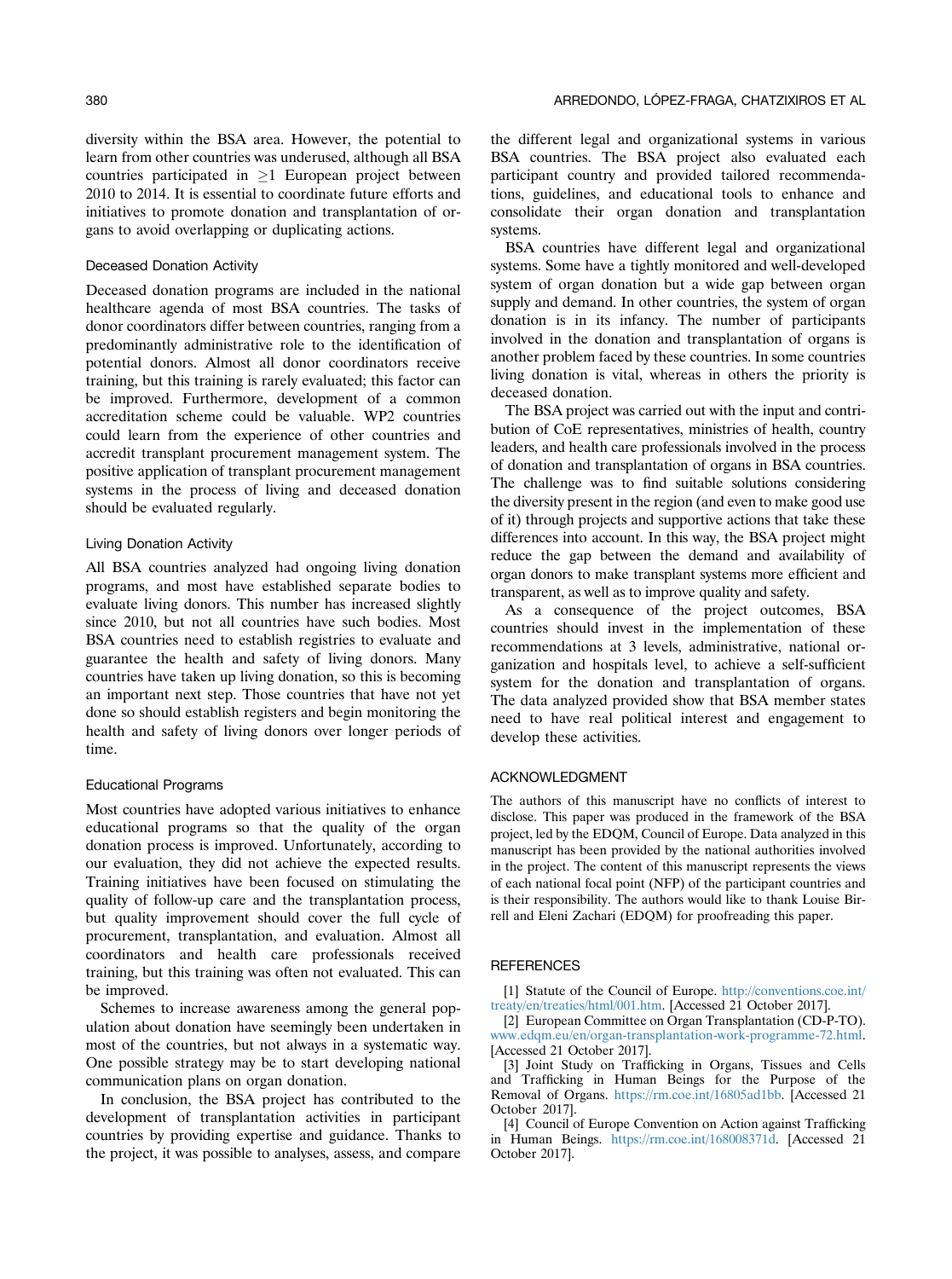diversity within the BSA area. However, the potential to learn from other countries was underused, although all BSA countries participated in ≥1 European project between 2010 to 2014. It is essential to coordinate future efforts and initiatives to promote donation and transplantation of organs to avoid overlapping or duplicating actions.

### Deceased Donation Activity

Deceased donation programs are included in the national healthcare agenda of most BSA countries. The tasks of donor coordinators differ between countries, ranging from a predominantly administrative role to the identification of potential donors. Almost all donor coordinators receive training, but this training is rarely evaluated; this factor can be improved. Furthermore, development of a common accreditation scheme could be valuable. WP2 countries could learn from the experience of other countries and accredit transplant procurement management system. The positive application of transplant procurement management systems in the process of living and deceased donation should be evaluated regularly.

### Living Donation Activity

All BSA countries analyzed had ongoing living donation programs, and most have established separate bodies to evaluate living donors. This number has increased slightly since 2010, but not all countries have such bodies. Most BSA countries need to establish registries to evaluate and guarantee the health and safety of living donors. Many countries have taken up living donation, so this is becoming an important next step. Those countries that have not yet done so should establish registers and begin monitoring the health and safety of living donors over longer periods of time.

### Educational Programs

Most countries have adopted various initiatives to enhance educational programs so that the quality of the organ donation process is improved. Unfortunately, according to our evaluation, they did not achieve the expected results. Training initiatives have been focused on stimulating the quality of follow-up care and the transplantation process, but quality improvement should cover the full cycle of procurement, transplantation, and evaluation. Almost all coordinators and health care professionals received training, but this training was often not evaluated. This can be improved.

Schemes to increase awareness among the general population about donation have seemingly been undertaken in most of the countries, but not always in a systematic way. One possible strategy may be to start developing national communication plans on organ donation.

In conclusion, the BSA project has contributed to the development of transplantation activities in participant countries by providing expertise and guidance. Thanks to the project, it was possible to analyses, assess, and compare the different legal and organizational systems in various BSA countries. The BSA project also evaluated each participant country and provided tailored recommendations, guidelines, and educational tools to enhance and consolidate their organ donation and transplantation systems.

BSA countries have different legal and organizational systems. Some have a tightly monitored and well-developed system of organ donation but a wide gap between organ supply and demand. In other countries, the system of organ donation is in its infancy. The number of participants involved in the donation and transplantation of organs is another problem faced by these countries. In some countries living donation is vital, whereas in others the priority is deceased donation.

The BSA project was carried out with the input and contribution of CoE representatives, ministries of health, country leaders, and health care professionals involved in the process of donation and transplantation of organs in BSA countries. The challenge was to find suitable solutions considering the diversity present in the region (and even to make good use of it) through projects and supportive actions that take these differences into account. In this way, the BSA project might reduce the gap between the demand and availability of organ donors to make transplant systems more efficient and transparent, as well as to improve quality and safety.

As a consequence of the project outcomes, BSA countries should invest in the implementation of these recommendations at 3 levels, administrative, national organization and hospitals level, to achieve a self-sufficient system for the donation and transplantation of organs. The data analyzed provided show that BSA member states need to have real political interest and engagement to develop these activities.

## ACKNOWLEDGMENT

The authors of this manuscript have no conflicts of interest to disclose. This paper was produced in the framework of the BSA project, led by the EDQM, Council of Europe. Data analyzed in this manuscript has been provided by the national authorities involved in the project. The content of this manuscript represents the views of each national focal point (NFP) of the participant countries and is their responsibility. The authors would like to thank Louise Birrell and Eleni Zachari (EDQM) for proofreading this paper.

## REFERENCES

[1] Statute of the Council of Europe. http://conventions.coe.int/treaty/en/treaties/html/001.htm. [Accessed 21 October 2017].

[2] European Committee on Organ Transplantation (CD-P-TO). www.edqm.eu/en/organ-transplantation-work-programme-72.html. [Accessed 21 October 2017].

[3] Joint Study on Trafficking in Organs, Tissues and Cells and Trafficking in Human Beings for the Purpose of the Removal of Organs. https://rm.coe.int/16805ad1bb. [Accessed 21 October 2017].

[4] Council of Europe Convention on Action against Trafficking in Human Beings. https://rm.coe.int/168008371d. [Accessed 21 October 2017].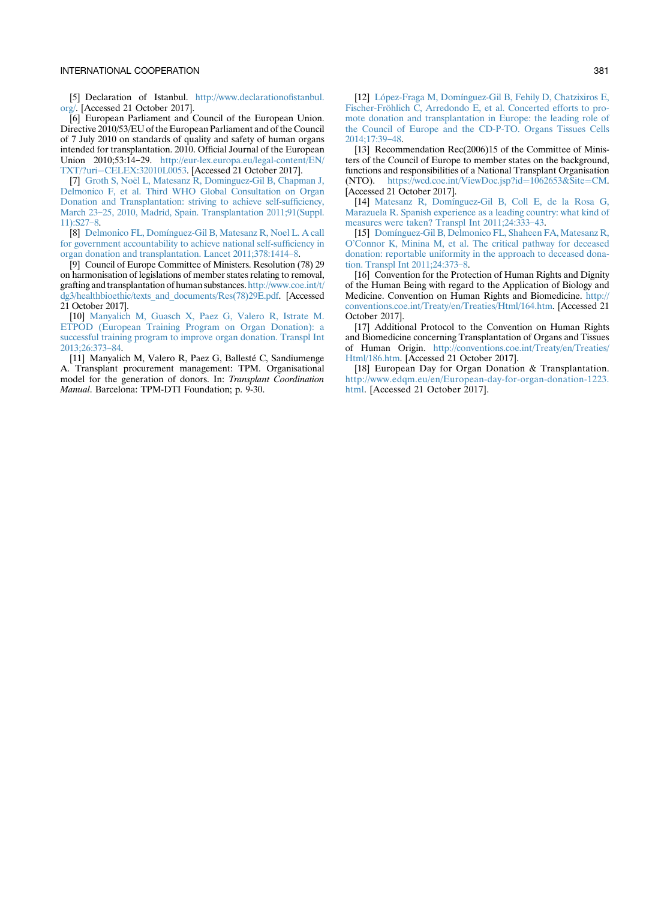[5] Declaration of Istanbul. http://www.declarationofistanbul.org/. [Accessed 21 October 2017].

[6] European Parliament and Council of the European Union. Directive 2010/53/EU of the European Parliament and of the Council of 7 July 2010 on standards of quality and safety of human organs intended for transplantation. 2010. Official Journal of the European Union 2010;53:14–29. http://eur-lex.europa.eu/legal-content/EN/TXT/?uri=CELEX:32010L0053. [Accessed 21 October 2017].

[7] Groth S, Noël L, Matesanz R, Dominguez-Gil B, Chapman J, Delmonico F, et al. Third WHO Global Consultation on Organ Donation and Transplantation: striving to achieve self-sufficiency, March 23–25, 2010, Madrid, Spain. Transplantation 2011;91(Suppl. 11):S27–8.

[8] Delmonico FL, Domínguez-Gil B, Matesanz R, Noel L. A call for government accountability to achieve national self-sufficiency in organ donation and transplantation. Lancet 2011;378:1414–8.

[9] Council of Europe Committee of Ministers. Resolution (78) 29 on harmonisation of legislations of member states relating to removal, grafting and transplantation of human substances. http://www.coe.int/t/dg3/healthbioethic/texts_and_documents/Res(78)29E.pdf. [Accessed 21 October 2017].

[10] Manyalich M, Guasch X, Paez G, Valero R, Istrate M. ETPOD (European Training Program on Organ Donation): a successful training program to improve organ donation. Transpl Int 2013;26:373–84.

[11] Manyalich M, Valero R, Paez G, Ballesté C, Sandiumenge A. Transplant procurement management: TPM. Organisational model for the generation of donors. In: *Transplant Coordination Manual*. Barcelona: TPM-DTI Foundation; p. 9-30.

[12] López-Fraga M, Domínguez-Gil B, Fehily D, Chatzixiros E, Fischer-Fröhlich C, Arredondo E, et al. Concerted efforts to promote donation and transplantation in Europe: the leading role of the Council of Europe and the CD-P-TO. Organs Tissues Cells 2014;17:39–48.

[13] Recommendation Rec(2006)15 of the Committee of Ministers of the Council of Europe to member states on the background, functions and responsibilities of a National Transplant Organisation (NTO). https://wcd.coe.int/ViewDoc.jsp?id=1062653&Site=CM. [Accessed 21 October 2017].

[14] Matesanz R, Domínguez-Gil B, Coll E, de la Rosa G, Marazuela R. Spanish experience as a leading country: what kind of measures were taken? Transpl Int 2011;24:333–43.

[15] Domínguez-Gil B, Delmonico FL, Shaheen FA, Matesanz R, O'Connor K, Minina M, et al. The critical pathway for deceased donation: reportable uniformity in the approach to deceased donation. Transpl Int 2011;24:373–8.

[16] Convention for the Protection of Human Rights and Dignity of the Human Being with regard to the Application of Biology and Medicine. Convention on Human Rights and Biomedicine. http://conventions.coe.int/Treaty/en/Treaties/Html/164.htm. [Accessed 21 October 2017].

[17] Additional Protocol to the Convention on Human Rights and Biomedicine concerning Transplantation of Organs and Tissues of Human Origin. http://conventions.coe.int/Treaty/en/Treaties/Html/186.htm. [Accessed 21 October 2017].

[18] European Day for Organ Donation & Transplantation. http://www.edqm.eu/en/European-day-for-organ-donation-1223.html. [Accessed 21 October 2017].